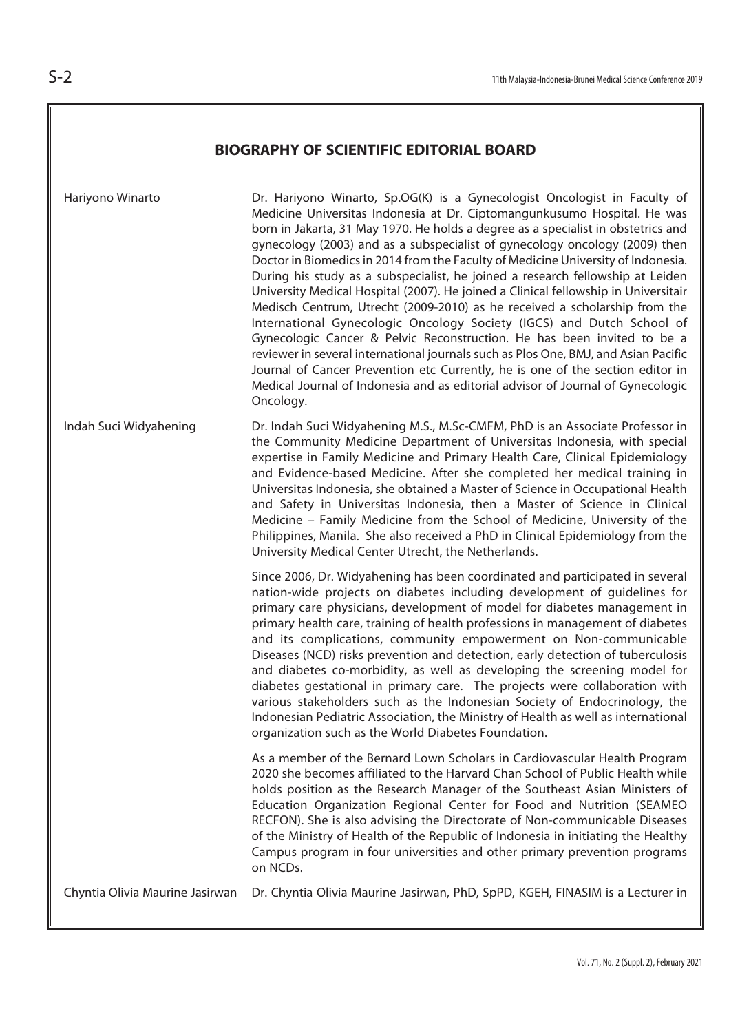## BIOGRAPHY OF SCIENTIFIC EDITORIAL BOARD

**Hariyono Winarto**

Dr. Hariyono Winarto, Sp.OG(K) is a Gynecologist Oncologist in Faculty of Medicine Universitas Indonesia at Dr. Ciptomangunkusumo Hospital. He was born in Jakarta, 31 May 1970. He holds a degree as a specialist in obstetrics and gynecology (2003) and as a subspecialist of gynecology oncology (2009) then Doctor in Biomedics in 2014 from the Faculty of Medicine University of Indonesia. During his study as a subspecialist, he joined a research fellowship at Leiden University Medical Hospital (2007). He joined a Clinical fellowship in Universitair Medisch Centrum, Utrecht (2009-2010) as he received a scholarship from the International Gynecologic Oncology Society (IGCS) and Dutch School of Gynecologic Cancer & Pelvic Reconstruction. He has been invited to be a reviewer in several international journals such as Plos One, BMJ, and Asian Pacific Journal of Cancer Prevention etc Currently, he is one of the section editor in Medical Journal of Indonesia and as editorial advisor of Journal of Gynecologic Oncology.

**Indah Suci Widyahening**

Dr. Indah Suci Widyahening M.S., M.Sc-CMFM, PhD is an Associate Professor in the Community Medicine Department of Universitas Indonesia, with special expertise in Family Medicine and Primary Health Care, Clinical Epidemiology and Evidence-based Medicine. After she completed her medical training in Universitas Indonesia, she obtained a Master of Science in Occupational Health and Safety in Universitas Indonesia, then a Master of Science in Clinical Medicine – Family Medicine from the School of Medicine, University of the Philippines, Manila. She also received a PhD in Clinical Epidemiology from the University Medical Center Utrecht, the Netherlands.

Since 2006, Dr. Widyahening has been coordinated and participated in several nation-wide projects on diabetes including development of guidelines for primary care physicians, development of model for diabetes management in primary health care, training of health professions in management of diabetes and its complications, community empowerment on Non-communicable Diseases (NCD) risks prevention and detection, early detection of tuberculosis and diabetes co-morbidity, as well as developing the screening model for diabetes gestational in primary care. The projects were collaboration with various stakeholders such as the Indonesian Society of Endocrinology, the Indonesian Pediatric Association, the Ministry of Health as well as international organization such as the World Diabetes Foundation.

As a member of the Bernard Lown Scholars in Cardiovascular Health Program 2020 she becomes affiliated to the Harvard Chan School of Public Health while holds position as the Research Manager of the Southeast Asian Ministers of Education Organization Regional Center for Food and Nutrition (SEAMEO RECFON). She is also advising the Directorate of Non-communicable Diseases of the Ministry of Health of the Republic of Indonesia in initiating the Healthy Campus program in four universities and other primary prevention programs on NCDs.

**Chyntia Olivia Maurine Jasirwan**

Dr. Chyntia Olivia Maurine Jasirwan, PhD, SpPD, KGEH, FINASIM is a Lecturer in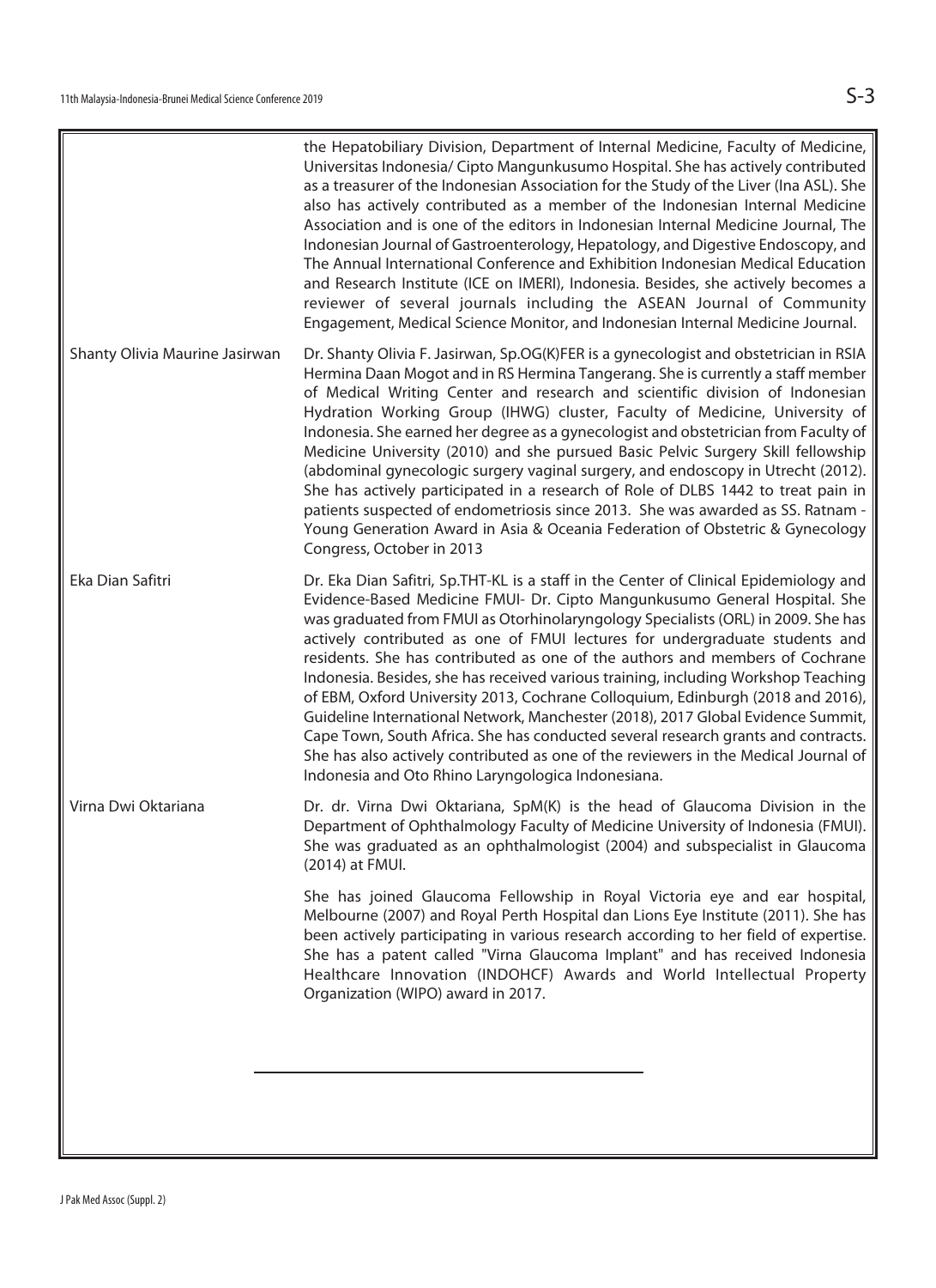| | |
|---|---|
| | the Hepatobiliary Division, Department of Internal Medicine, Faculty of Medicine, Universitas Indonesia/ Cipto Mangunkusumo Hospital. She has actively contributed as a treasurer of the Indonesian Association for the Study of the Liver (Ina ASL). She also has actively contributed as a member of the Indonesian Internal Medicine Association and is one of the editors in Indonesian Internal Medicine Journal, The Indonesian Journal of Gastroenterology, Hepatology, and Digestive Endoscopy, and The Annual International Conference and Exhibition Indonesian Medical Education and Research Institute (ICE on IMERI), Indonesia. Besides, she actively becomes a reviewer of several journals including the ASEAN Journal of Community Engagement, Medical Science Monitor, and Indonesian Internal Medicine Journal. |
| Shanty Olivia Maurine Jasirwan | Dr. Shanty Olivia F. Jasirwan, Sp.OG(K)FER is a gynecologist and obstetrician in RSIA Hermina Daan Mogot and in RS Hermina Tangerang. She is currently a staff member of Medical Writing Center and research and scientific division of Indonesian Hydration Working Group (IHWG) cluster, Faculty of Medicine, University of Indonesia. She earned her degree as a gynecologist and obstetrician from Faculty of Medicine University (2010) and she pursued Basic Pelvic Surgery Skill fellowship (abdominal gynecologic surgery vaginal surgery, and endoscopy in Utrecht (2012). She has actively participated in a research of Role of DLBS 1442 to treat pain in patients suspected of endometriosis since 2013. She was awarded as SS. Ratnam - Young Generation Award in Asia & Oceania Federation of Obstetric & Gynecology Congress, October in 2013 |
| Eka Dian Safitri | Dr. Eka Dian Safitri, Sp.THT-KL is a staff in the Center of Clinical Epidemiology and Evidence-Based Medicine FMUI- Dr. Cipto Mangunkusumo General Hospital. She was graduated from FMUI as Otorhinolaryngology Specialists (ORL) in 2009. She has actively contributed as one of FMUI lectures for undergraduate students and residents. She has contributed as one of the authors and members of Cochrane Indonesia. Besides, she has received various training, including Workshop Teaching of EBM, Oxford University 2013, Cochrane Colloquium, Edinburgh (2018 and 2016), Guideline International Network, Manchester (2018), 2017 Global Evidence Summit, Cape Town, South Africa. She has conducted several research grants and contracts. She has also actively contributed as one of the reviewers in the Medical Journal of Indonesia and Oto Rhino Laryngologica Indonesiana. |
| Virna Dwi Oktariana | Dr. dr. Virna Dwi Oktariana, SpM(K) is the head of Glaucoma Division in the Department of Ophthalmology Faculty of Medicine University of Indonesia (FMUI). She was graduated as an ophthalmologist (2004) and subspecialist in Glaucoma (2014) at FMUI.<br><br>She has joined Glaucoma Fellowship in Royal Victoria eye and ear hospital, Melbourne (2007) and Royal Perth Hospital dan Lions Eye Institute (2011). She has been actively participating in various research according to her field of expertise. She has a patent called "Virna Glaucoma Implant" and has received Indonesia Healthcare Innovation (INDOHCF) Awards and World Intellectual Property Organization (WIPO) award in 2017. |